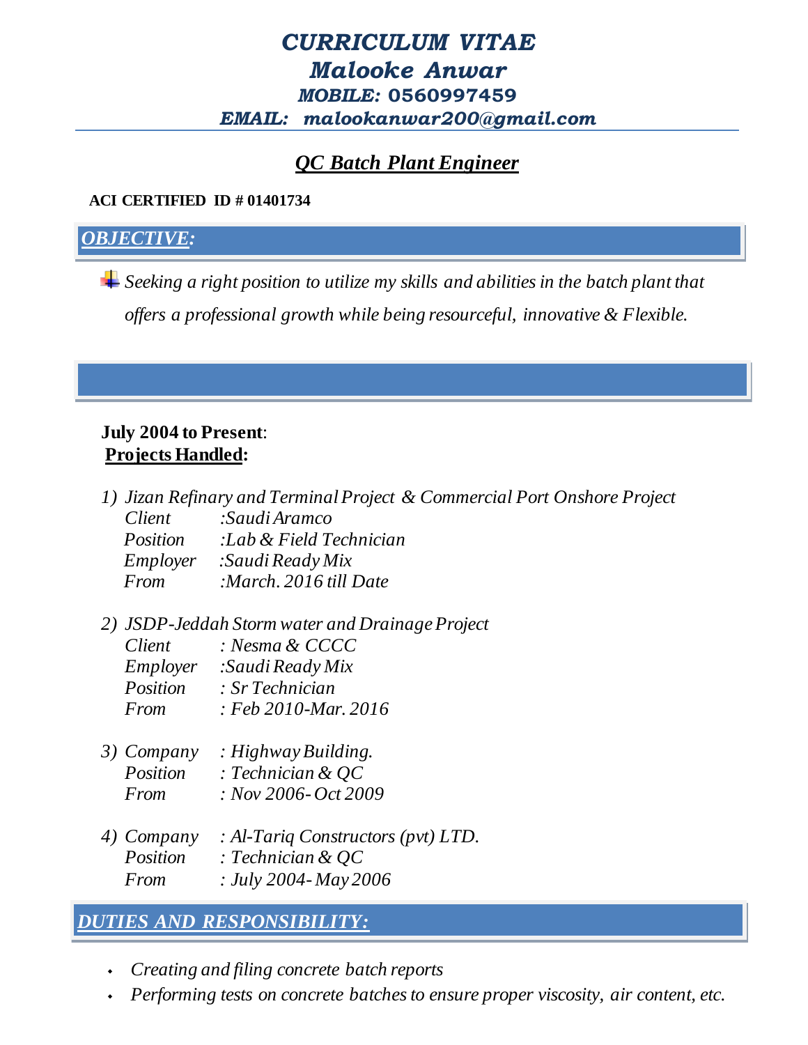# *CURRICULUM VITAE*
# *Malooke Anwar*
***MOBILE:* 0560997459**

***EMAIL: malookanwar200@gmail.com***

## ***QC Batch Plant Engineer***

**ACI CERTIFIED ID # 01401734**

## ***OBJECTIVE:***

- *Seeking a right position to utilize my skills and abilities in the batch plant that offers a professional growth while being resourceful, innovative & Flexible.*

**July 2004 to Present**:
**Projects Handled:**

1) *Jizan Refinary and Terminal Project & Commercial Port Onshore Project*
   *Client :Saudi Aramco*
   *Position :Lab & Field Technician*
   *Employer :Saudi Ready Mix*
   *From :March. 2016 till Date*

2) *JSDP-Jeddah Storm water and Drainage Project*
   *Client : Nesma & CCCC*
   *Employer :Saudi Ready Mix*
   *Position : Sr Technician*
   *From : Feb 2010-Mar. 2016*

3) *Company : Highway Building.*
   *Position : Technician & QC*
   *From : Nov 2006- Oct 2009*

4) *Company : Al-Tariq Constructors (pvt) LTD.*
   *Position : Technician & QC*
   *From : July 2004- May 2006*

## ***DUTIES AND RESPONSIBILITY:***

- *Creating and filing concrete batch reports*
- *Performing tests on concrete batches to ensure proper viscosity, air content, etc.*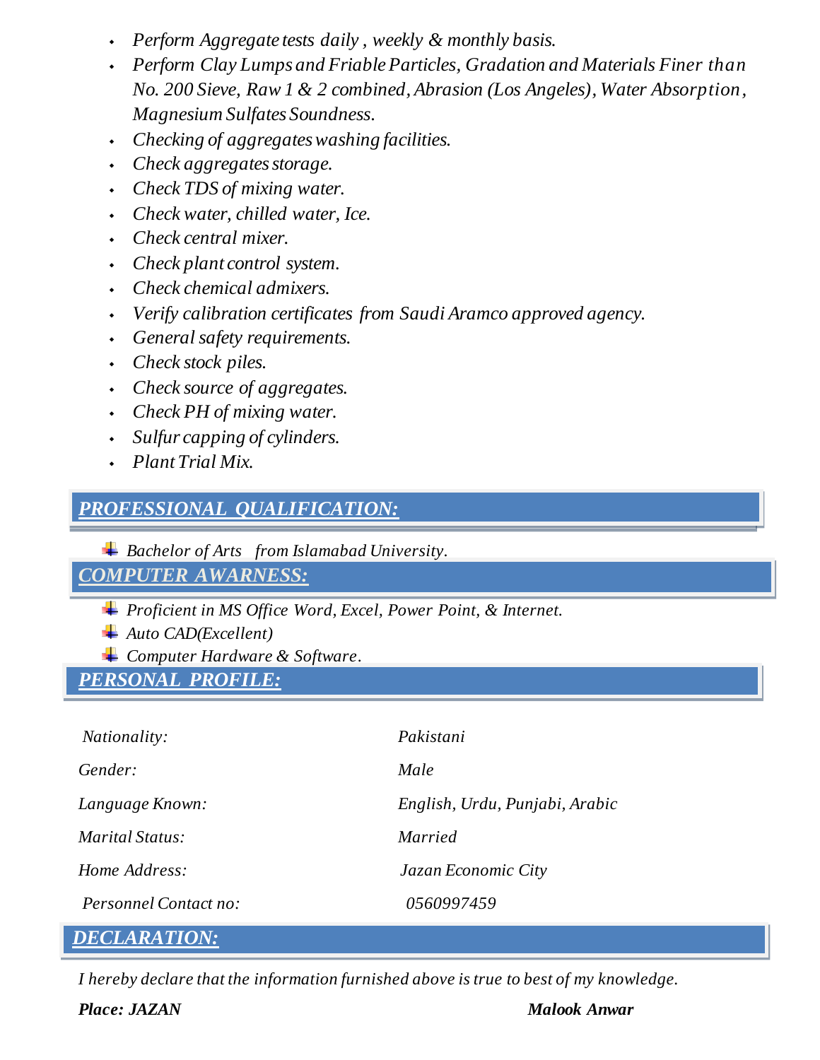- *Perform Aggregate tests daily , weekly & monthly basis.*
- *Perform Clay Lumps and Friable Particles, Gradation and Materials Finer than No. 200 Sieve, Raw 1 & 2 combined, Abrasion (Los Angeles), Water Absorption, Magnesium Sulfates Soundness.*
- *Checking of aggregates washing facilities.*
- *Check aggregates storage.*
- *Check TDS of mixing water.*
- *Check water, chilled water, Ice.*
- *Check central mixer.*
- *Check plant control system.*
- *Check chemical admixers.*
- *Verify calibration certificates from Saudi Aramco approved agency.*
- *General safety requirements.*
- *Check stock piles.*
- *Check source of aggregates.*
- *Check PH of mixing water.*
- *Sulfur capping of cylinders.*
- *Plant Trial Mix.*

## *PROFESSIONAL QUALIFICATION:*

- *Bachelor of Arts from Islamabad University.*

## *COMPUTER AWARNESS:*

- *Proficient in MS Office Word, Excel, Power Point, & Internet.*
- *Auto CAD(Excellent)*
- *Computer Hardware & Software.*

## *PERSONAL PROFILE:*

| | |
|---|---|
| *Nationality:* | *Pakistani* |
| *Gender:* | *Male* |
| *Language Known:* | *English, Urdu, Punjabi, Arabic* |
| *Marital Status:* | *Married* |
| *Home Address:* | *Jazan Economic City* |
| *Personnel Contact no:* | *0560997459* |

## *DECLARATION:*

*I hereby declare that the information furnished above is true to best of my knowledge.*

***Place: JAZAN*** ***Malook Anwar***